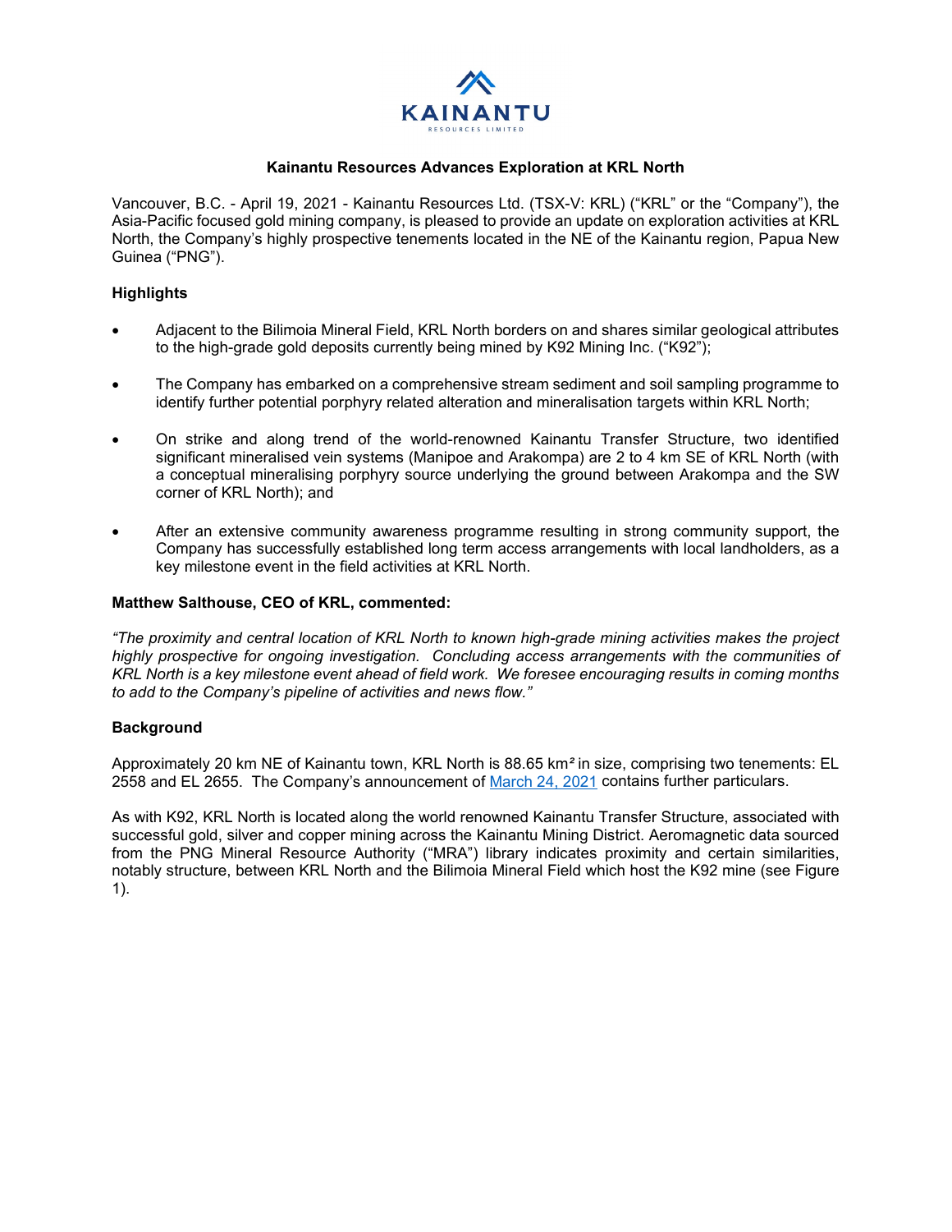# Kainantu Resources Advances Exploration at KRL North

Vancouver, B.C. - April 19, 2021 - Kainantu Resources Ltd. (TSX-V: KRL) ("KRL" or the "Company"), the Asia-Pacific focused gold mining company, is pleased to provide an update on exploration activities at KRL North, the Company's highly prospective tenements located in the NE of the Kainantu region, Papua New Guinea ("PNG").

## Highlights

- Adjacent to the Bilimoia Mineral Field, KRL North borders on and shares similar geological attributes to the high-grade gold deposits currently being mined by K92 Mining Inc. ("K92");
- The Company has embarked on a comprehensive stream sediment and soil sampling programme to identify further potential porphyry related alteration and mineralisation targets within KRL North;
- On strike and along trend of the world-renowned Kainantu Transfer Structure, two identified significant mineralised vein systems (Manipoe and Arakompa) are 2 to 4 km SE of KRL North (with a conceptual mineralising porphyry source underlying the ground between Arakompa and the SW corner of KRL North); and
- After an extensive community awareness programme resulting in strong community support, the Company has successfully established long term access arrangements with local landholders, as a key milestone event in the field activities at KRL North.

**Matthew Salthouse, CEO of KRL, commented:**

*"The proximity and central location of KRL North to known high-grade mining activities makes the project highly prospective for ongoing investigation. Concluding access arrangements with the communities of KRL North is a key milestone event ahead of field work. We foresee encouraging results in coming months to add to the Company's pipeline of activities and news flow."*

## Background

Approximately 20 km NE of Kainantu town, KRL North is 88.65 km$^2$ in size, comprising two tenements: EL 2558 and EL 2655. The Company's announcement of March 24, 2021 contains further particulars.

As with K92, KRL North is located along the world renowned Kainantu Transfer Structure, associated with successful gold, silver and copper mining across the Kainantu Mining District. Aeromagnetic data sourced from the PNG Mineral Resource Authority ("MRA") library indicates proximity and certain similarities, notably structure, between KRL North and the Bilimoia Mineral Field which host the K92 mine (see Figure 1).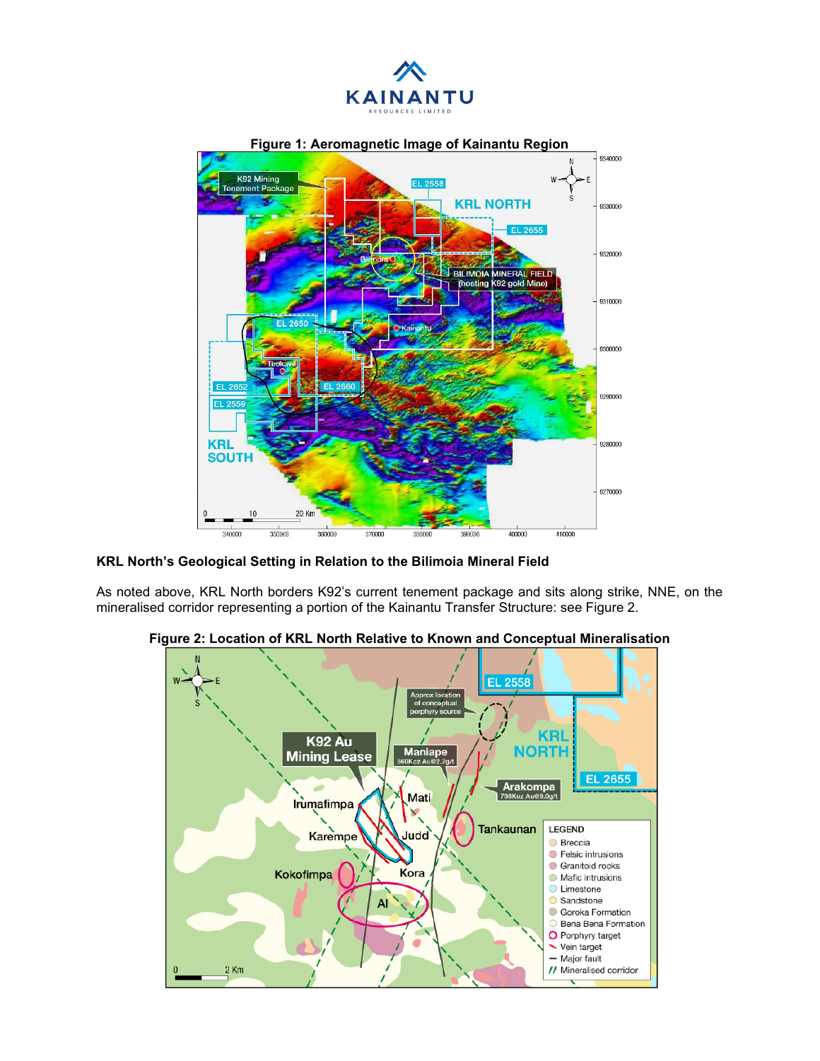**Figure 1: Aeromagnetic Image of Kainantu Region**

### KRL North's Geological Setting in Relation to the Bilimoia Mineral Field

As noted above, KRL North borders K92's current tenement package and sits along strike, NNE, on the mineralised corridor representing a portion of the Kainantu Transfer Structure: see Figure 2.

**Figure 2: Location of KRL North Relative to Known and Conceptual Mineralisation**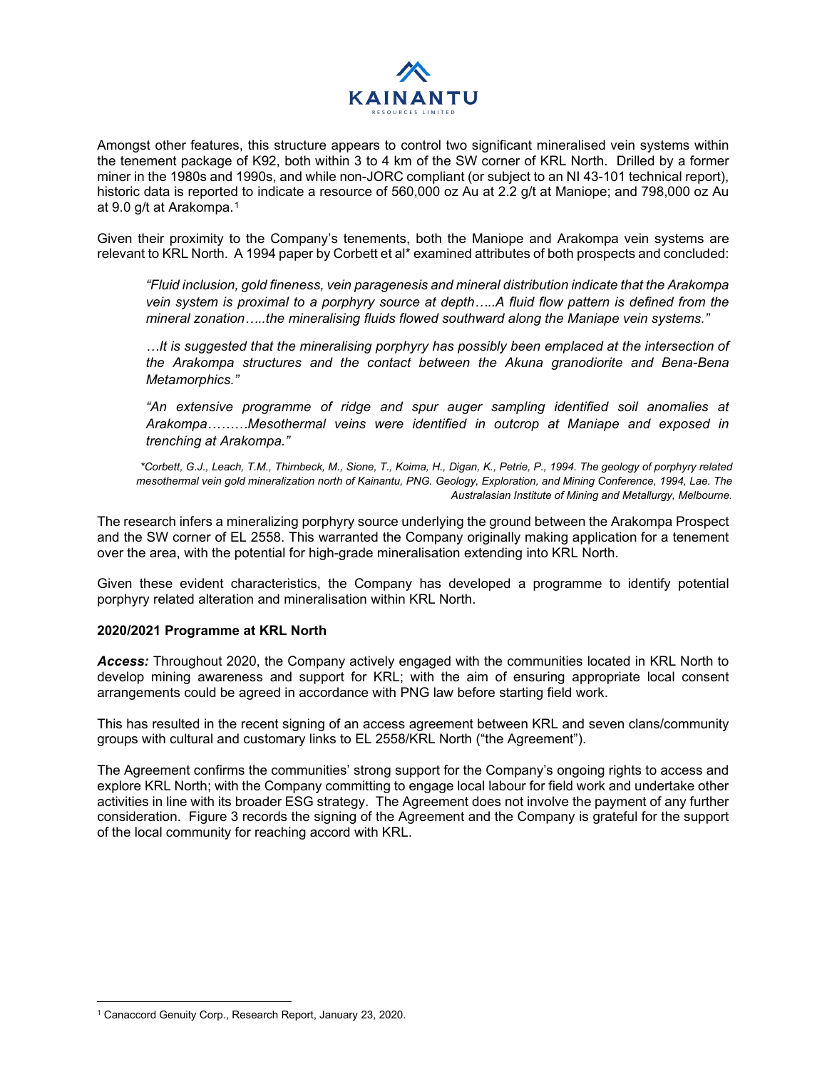Amongst other features, this structure appears to control two significant mineralised vein systems within the tenement package of K92, both within 3 to 4 km of the SW corner of KRL North. Drilled by a former miner in the 1980s and 1990s, and while non-JORC compliant (or subject to an NI 43-101 technical report), historic data is reported to indicate a resource of 560,000 oz Au at 2.2 g/t at Maniope; and 798,000 oz Au at 9.0 g/t at Arakompa.[1]

Given their proximity to the Company's tenements, both the Maniope and Arakompa vein systems are relevant to KRL North. A 1994 paper by Corbett et al* examined attributes of both prospects and concluded:

> *"Fluid inclusion, gold fineness, vein paragenesis and mineral distribution indicate that the Arakompa vein system is proximal to a porphyry source at depth…..A fluid flow pattern is defined from the mineral zonation…..the mineralising fluids flowed southward along the Maniape vein systems."*
>
> *…It is suggested that the mineralising porphyry has possibly been emplaced at the intersection of the Arakompa structures and the contact between the Akuna granodiorite and Bena-Bena Metamorphics."*
>
> *"An extensive programme of ridge and spur auger sampling identified soil anomalies at Arakompa………Mesothermal veins were identified in outcrop at Maniape and exposed in trenching at Arakompa."*
>
> *\*Corbett, G.J., Leach, T.M., Thirnbeck, M., Sione, T., Koima, H., Digan, K., Petrie, P., 1994. The geology of porphyry related mesothermal vein gold mineralization north of Kainantu, PNG. Geology, Exploration, and Mining Conference, 1994, Lae. The Australasian Institute of Mining and Metallurgy, Melbourne.*

The research infers a mineralizing porphyry source underlying the ground between the Arakompa Prospect and the SW corner of EL 2558. This warranted the Company originally making application for a tenement over the area, with the potential for high-grade mineralisation extending into KRL North.

Given these evident characteristics, the Company has developed a programme to identify potential porphyry related alteration and mineralisation within KRL North.

**2020/2021 Programme at KRL North**

***Access:*** Throughout 2020, the Company actively engaged with the communities located in KRL North to develop mining awareness and support for KRL; with the aim of ensuring appropriate local consent arrangements could be agreed in accordance with PNG law before starting field work.

This has resulted in the recent signing of an access agreement between KRL and seven clans/community groups with cultural and customary links to EL 2558/KRL North ("the Agreement").

The Agreement confirms the communities' strong support for the Company's ongoing rights to access and explore KRL North; with the Company committing to engage local labour for field work and undertake other activities in line with its broader ESG strategy. The Agreement does not involve the payment of any further consideration. Figure 3 records the signing of the Agreement and the Company is grateful for the support of the local community for reaching accord with KRL.

[1] Canaccord Genuity Corp., Research Report, January 23, 2020.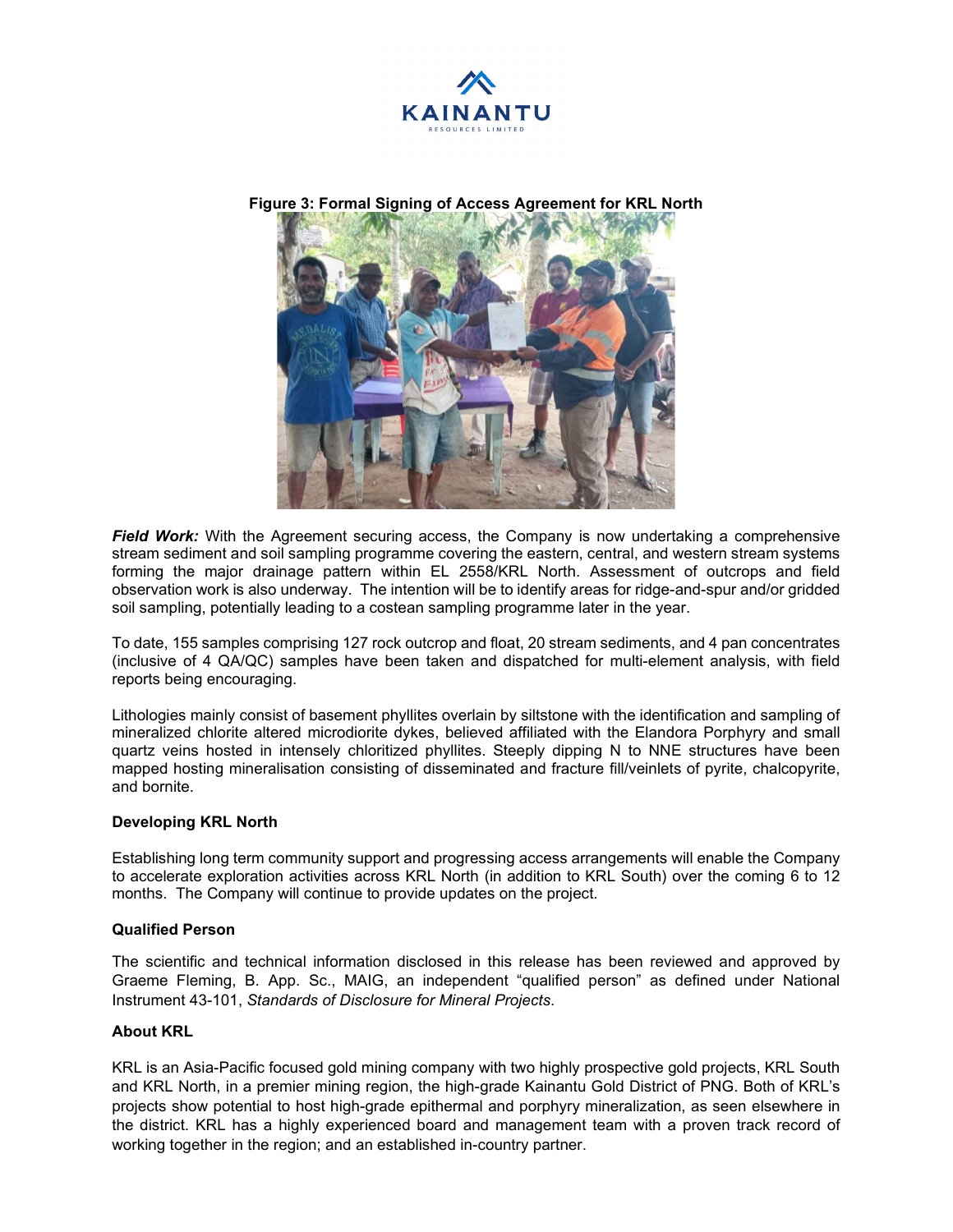**Figure 3: Formal Signing of Access Agreement for KRL North**

***Field Work:*** With the Agreement securing access, the Company is now undertaking a comprehensive stream sediment and soil sampling programme covering the eastern, central, and western stream systems forming the major drainage pattern within EL 2558/KRL North. Assessment of outcrops and field observation work is also underway. The intention will be to identify areas for ridge-and-spur and/or gridded soil sampling, potentially leading to a costean sampling programme later in the year.

To date, 155 samples comprising 127 rock outcrop and float, 20 stream sediments, and 4 pan concentrates (inclusive of 4 QA/QC) samples have been taken and dispatched for multi-element analysis, with field reports being encouraging.

Lithologies mainly consist of basement phyllites overlain by siltstone with the identification and sampling of mineralized chlorite altered microdiorite dykes, believed affiliated with the Elandora Porphyry and small quartz veins hosted in intensely chloritized phyllites. Steeply dipping N to NNE structures have been mapped hosting mineralisation consisting of disseminated and fracture fill/veinlets of pyrite, chalcopyrite, and bornite.

**Developing KRL North**

Establishing long term community support and progressing access arrangements will enable the Company to accelerate exploration activities across KRL North (in addition to KRL South) over the coming 6 to 12 months. The Company will continue to provide updates on the project.

**Qualified Person**

The scientific and technical information disclosed in this release has been reviewed and approved by Graeme Fleming, B. App. Sc., MAIG, an independent "qualified person" as defined under National Instrument 43-101, *Standards of Disclosure for Mineral Projects*.

**About KRL**

KRL is an Asia-Pacific focused gold mining company with two highly prospective gold projects, KRL South and KRL North, in a premier mining region, the high-grade Kainantu Gold District of PNG. Both of KRL's projects show potential to host high-grade epithermal and porphyry mineralization, as seen elsewhere in the district. KRL has a highly experienced board and management team with a proven track record of working together in the region; and an established in-country partner.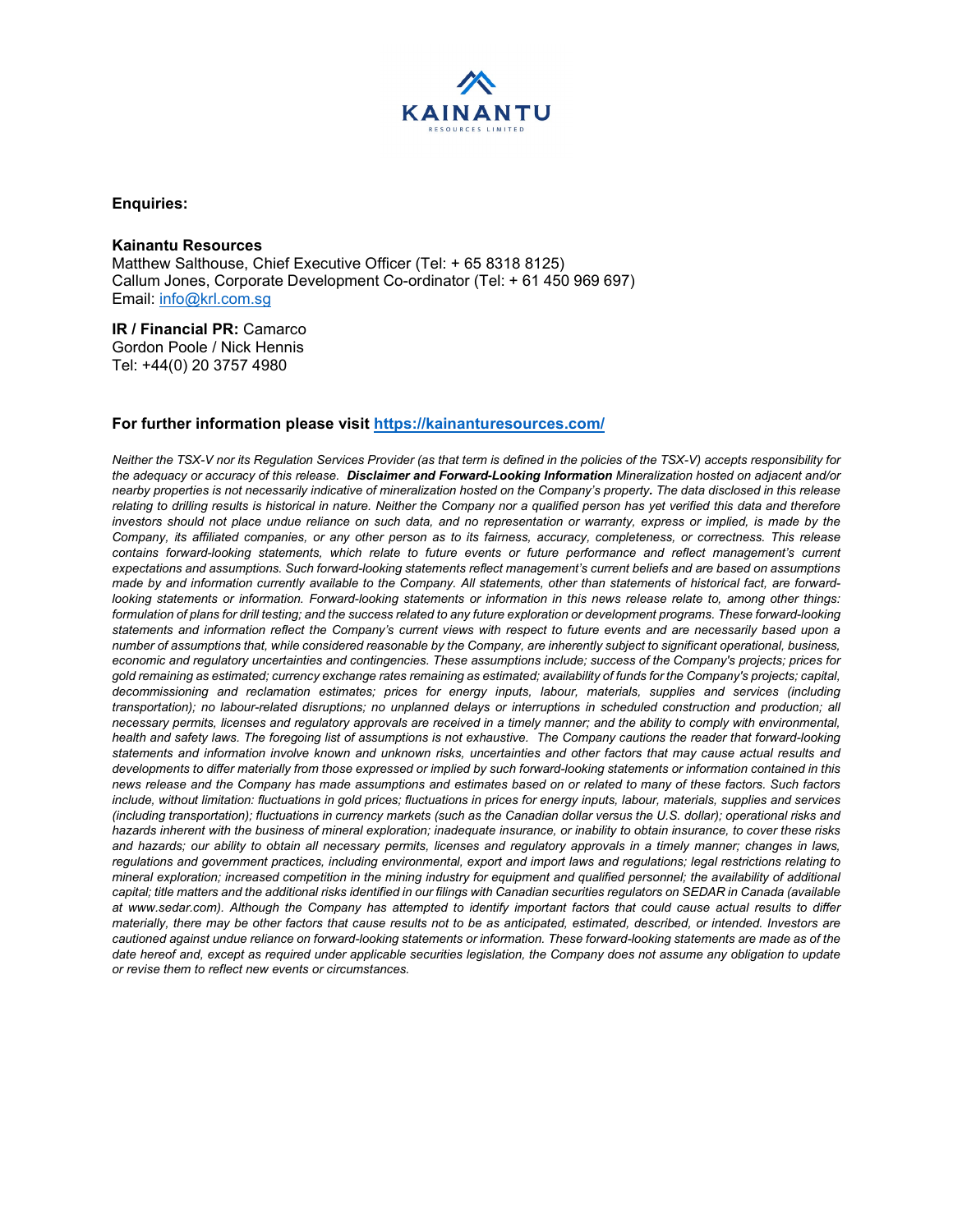**Enquiries:**

**Kainantu Resources**
Matthew Salthouse, Chief Executive Officer (Tel: + 65 8318 8125)
Callum Jones, Corporate Development Co-ordinator (Tel: + 61 450 969 697)
Email: [info@krl.com.sg](mailto:info@krl.com.sg)

**IR / Financial PR:** Camarco
Gordon Poole / Nick Hennis
Tel: +44(0) 20 3757 4980

**For further information please visit [https://kainanturesources.com/](https://kainanturesources.com/)**

*Neither the TSX-V nor its Regulation Services Provider (as that term is defined in the policies of the TSX-V) accepts responsibility for the adequacy or accuracy of this release.* ***Disclaimer and Forward-Looking Information*** *Mineralization hosted on adjacent and/or nearby properties is not necessarily indicative of mineralization hosted on the Company's property**.** The data disclosed in this release relating to drilling results is historical in nature. Neither the Company nor a qualified person has yet verified this data and therefore investors should not place undue reliance on such data, and no representation or warranty, express or implied, is made by the Company, its affiliated companies, or any other person as to its fairness, accuracy, completeness, or correctness. This release contains forward-looking statements, which relate to future events or future performance and reflect management's current expectations and assumptions. Such forward-looking statements reflect management's current beliefs and are based on assumptions made by and information currently available to the Company. All statements, other than statements of historical fact, are forward-looking statements or information. Forward-looking statements or information in this news release relate to, among other things: formulation of plans for drill testing; and the success related to any future exploration or development programs. These forward-looking statements and information reflect the Company's current views with respect to future events and are necessarily based upon a number of assumptions that, while considered reasonable by the Company, are inherently subject to significant operational, business, economic and regulatory uncertainties and contingencies. These assumptions include; success of the Company's projects; prices for gold remaining as estimated; currency exchange rates remaining as estimated; availability of funds for the Company's projects; capital, decommissioning and reclamation estimates; prices for energy inputs, labour, materials, supplies and services (including transportation); no labour-related disruptions; no unplanned delays or interruptions in scheduled construction and production; all necessary permits, licenses and regulatory approvals are received in a timely manner; and the ability to comply with environmental, health and safety laws. The foregoing list of assumptions is not exhaustive. The Company cautions the reader that forward-looking statements and information involve known and unknown risks, uncertainties and other factors that may cause actual results and developments to differ materially from those expressed or implied by such forward-looking statements or information contained in this news release and the Company has made assumptions and estimates based on or related to many of these factors. Such factors include, without limitation: fluctuations in gold prices; fluctuations in prices for energy inputs, labour, materials, supplies and services (including transportation); fluctuations in currency markets (such as the Canadian dollar versus the U.S. dollar); operational risks and hazards inherent with the business of mineral exploration; inadequate insurance, or inability to obtain insurance, to cover these risks and hazards; our ability to obtain all necessary permits, licenses and regulatory approvals in a timely manner; changes in laws, regulations and government practices, including environmental, export and import laws and regulations; legal restrictions relating to mineral exploration; increased competition in the mining industry for equipment and qualified personnel; the availability of additional capital; title matters and the additional risks identified in our filings with Canadian securities regulators on SEDAR in Canada (available at www.sedar.com). Although the Company has attempted to identify important factors that could cause actual results to differ materially, there may be other factors that cause results not to be as anticipated, estimated, described, or intended. Investors are cautioned against undue reliance on forward-looking statements or information. These forward-looking statements are made as of the date hereof and, except as required under applicable securities legislation, the Company does not assume any obligation to update or revise them to reflect new events or circumstances.*